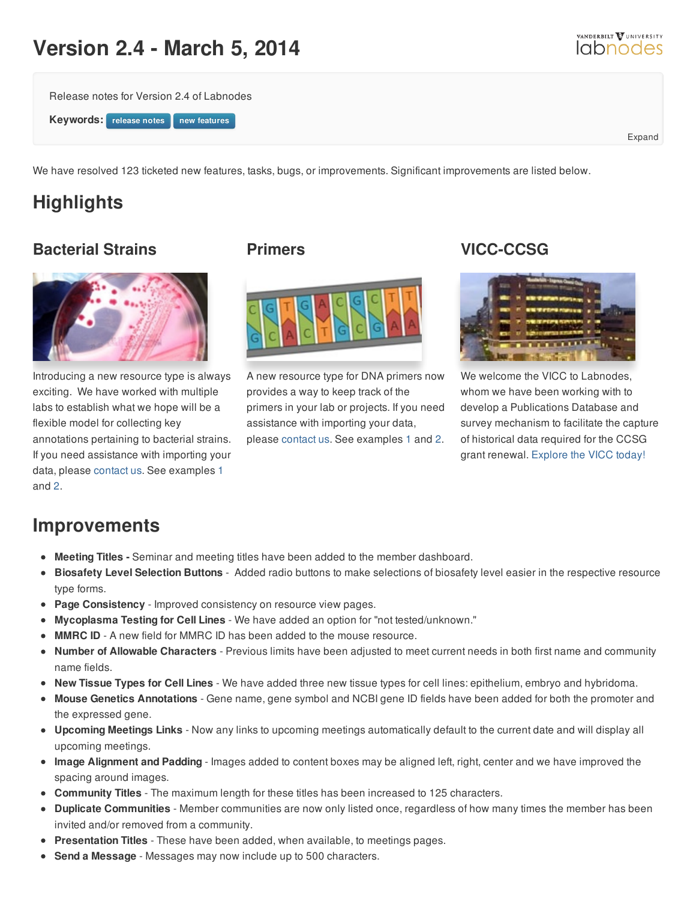# Version 2.4 - March 5, 2014

Release notes for Version 2.4 of Labnodes

**Keywords:** release notes new features

Expand

We have resolved 123 ticketed new features, tasks, bugs, or improvements. Significant improvements are listed below.

## Highlights

### Bacterial Strains

Introducing a new resource type is always exciting. We have worked with multiple labs to establish what we hope will be a flexible model for collecting key annotations pertaining to bacterial strains. If you need assistance with importing your data, please contact us. See examples 1 and 2.

### Primers

A new resource type for DNA primers now provides a way to keep track of the primers in your lab or projects. If you need assistance with importing your data, please contact us. See examples 1 and 2.

### VICC-CCSG

We welcome the VICC to Labnodes, whom we have been working with to develop a Publications Database and survey mechanism to facilitate the capture of historical data required for the CCSG grant renewal. Explore the VICC today!

## Improvements

- **Meeting Titles -** Seminar and meeting titles have been added to the member dashboard.
- **Biosafety Level Selection Buttons** - Added radio buttons to make selections of biosafety level easier in the respective resource type forms.
- **Page Consistency** - Improved consistency on resource view pages.
- **Mycoplasma Testing for Cell Lines** - We have added an option for "not tested/unknown."
- **MMRC ID** - A new field for MMRC ID has been added to the mouse resource.
- **Number of Allowable Characters** - Previous limits have been adjusted to meet current needs in both first name and community name fields.
- **New Tissue Types for Cell Lines** - We have added three new tissue types for cell lines: epithelium, embryo and hybridoma.
- **Mouse Genetics Annotations** - Gene name, gene symbol and NCBI gene ID fields have been added for both the promoter and the expressed gene.
- **Upcoming Meetings Links** - Now any links to upcoming meetings automatically default to the current date and will display all upcoming meetings.
- **Image Alignment and Padding** - Images added to content boxes may be aligned left, right, center and we have improved the spacing around images.
- **Community Titles** - The maximum length for these titles has been increased to 125 characters.
- **Duplicate Communities** - Member communities are now only listed once, regardless of how many times the member has been invited and/or removed from a community.
- **Presentation Titles** - These have been added, when available, to meetings pages.
- **Send a Message** - Messages may now include up to 500 characters.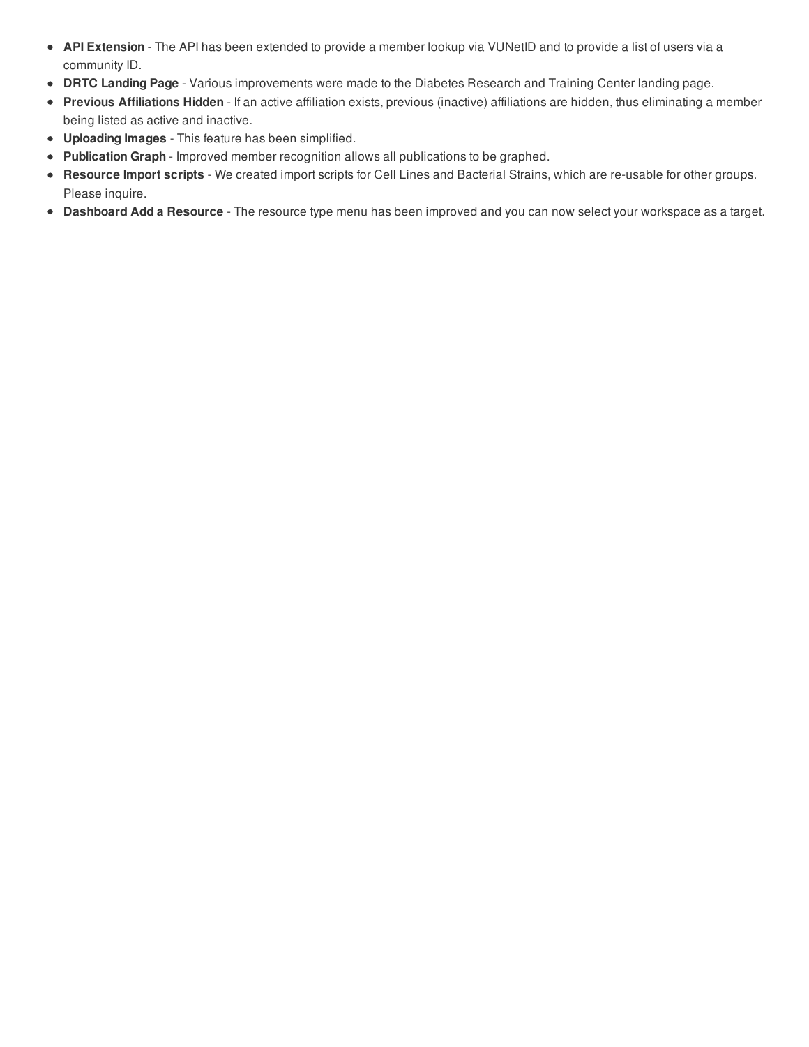- **API Extension** - The API has been extended to provide a member lookup via VUNetID and to provide a list of users via a community ID.
- **DRTC Landing Page** - Various improvements were made to the Diabetes Research and Training Center landing page.
- **Previous Affiliations Hidden** - If an active affiliation exists, previous (inactive) affiliations are hidden, thus eliminating a member being listed as active and inactive.
- **Uploading Images** - This feature has been simplified.
- **Publication Graph** - Improved member recognition allows all publications to be graphed.
- **Resource Import scripts** - We created import scripts for Cell Lines and Bacterial Strains, which are re-usable for other groups. Please inquire.
- **Dashboard Add a Resource** - The resource type menu has been improved and you can now select your workspace as a target.